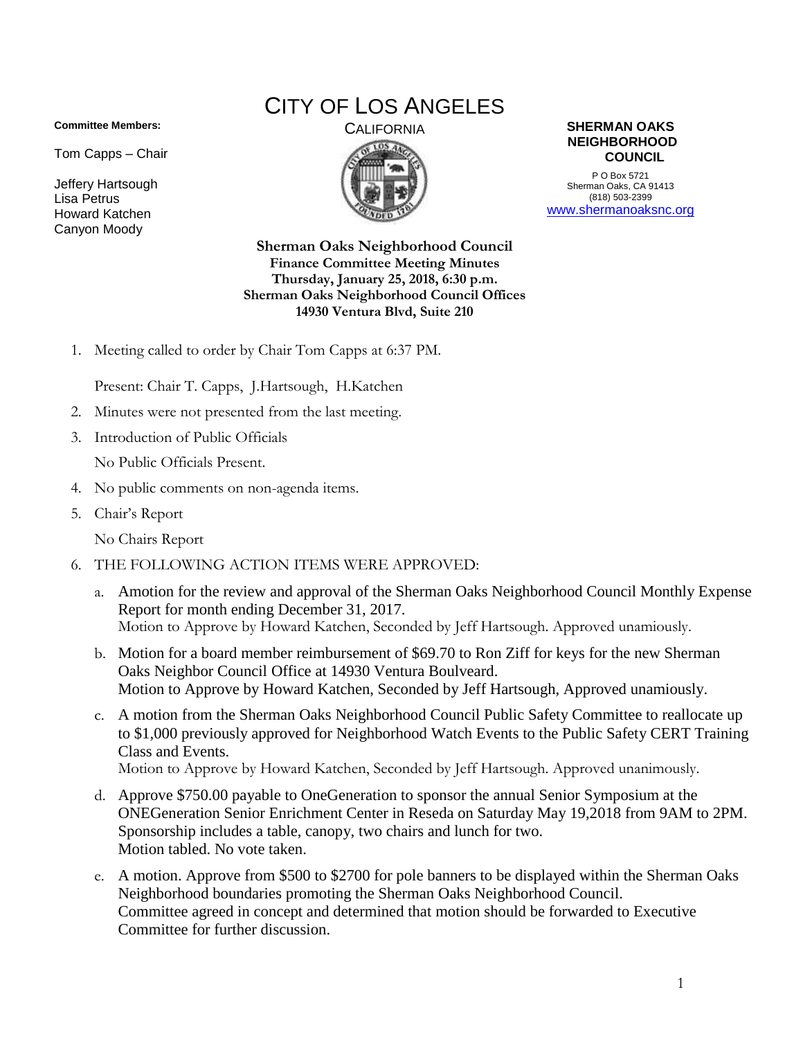# CITY OF LOS ANGELES

CALIFORNIA

**Committee Members:**

Tom Capps – Chair

Jeffery Hartsough
Lisa Petrus
Howard Katchen
Canyon Moody

**SHERMAN OAKS NEIGHBORHOOD COUNCIL**

P O Box 5721
Sherman Oaks, CA 91413
(818) 503-2399
www.shermanoaksnc.org

**Sherman Oaks Neighborhood Council**
**Finance Committee Meeting Minutes**
**Thursday, January 25, 2018, 6:30 p.m.**
**Sherman Oaks Neighborhood Council Offices**
**14930 Ventura Blvd, Suite 210**

1. Meeting called to order by Chair Tom Capps at 6:37 PM.

   Present: Chair T. Capps, J.Hartsough, H.Katchen

2. Minutes were not presented from the last meeting.
3. Introduction of Public Officials

   No Public Officials Present.

4. No public comments on non-agenda items.
5. Chair's Report

   No Chairs Report

6. THE FOLLOWING ACTION ITEMS WERE APPROVED:

   a. Amotion for the review and approval of the Sherman Oaks Neighborhood Council Monthly Expense Report for month ending December 31, 2017.
      Motion to Approve by Howard Katchen, Seconded by Jeff Hartsough. Approved unamiously.

   b. Motion for a board member reimbursement of $69.70 to Ron Ziff for keys for the new Sherman Oaks Neighbor Council Office at 14930 Ventura Boulveard.
      Motion to Approve by Howard Katchen, Seconded by Jeff Hartsough, Approved unamiously.

   c. A motion from the Sherman Oaks Neighborhood Council Public Safety Committee to reallocate up to $1,000 previously approved for Neighborhood Watch Events to the Public Safety CERT Training Class and Events.
      Motion to Approve by Howard Katchen, Seconded by Jeff Hartsough. Approved unanimously.

   d. Approve $750.00 payable to OneGeneration to sponsor the annual Senior Symposium at the ONEGeneration Senior Enrichment Center in Reseda on Saturday May 19,2018 from 9AM to 2PM. Sponsorship includes a table, canopy, two chairs and lunch for two.
      Motion tabled. No vote taken.

   e. A motion. Approve from $500 to $2700 for pole banners to be displayed within the Sherman Oaks Neighborhood boundaries promoting the Sherman Oaks Neighborhood Council.
      Committee agreed in concept and determined that motion should be forwarded to Executive Committee for further discussion.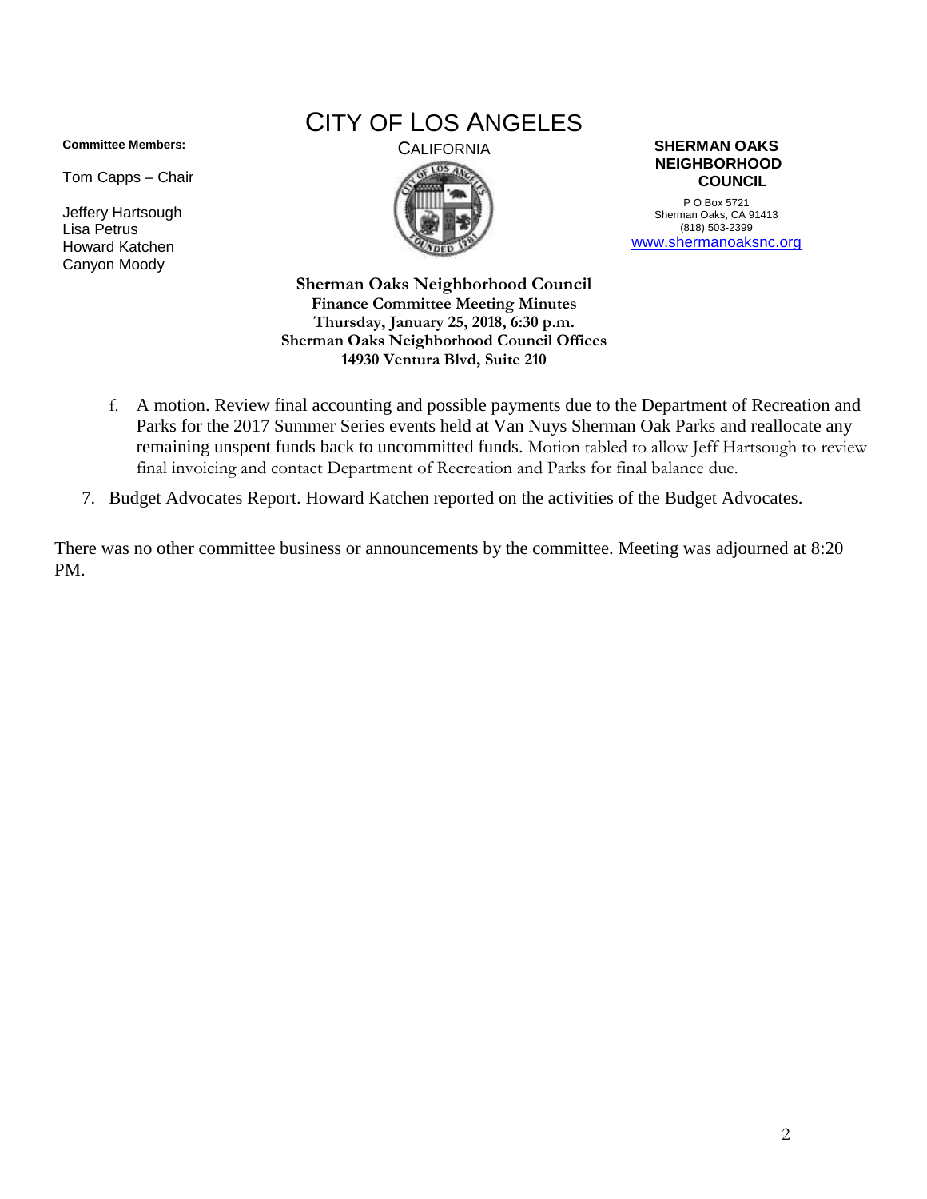# CITY OF LOS ANGELES

CALIFORNIA

**Committee Members:**

Tom Capps – Chair

Jeffery Hartsough
Lisa Petrus
Howard Katchen
Canyon Moody

**SHERMAN OAKS NEIGHBORHOOD COUNCIL**

P O Box 5721
Sherman Oaks, CA 91413
(818) 503-2399
www.shermanoaksnc.org

**Sherman Oaks Neighborhood Council**
**Finance Committee Meeting Minutes**
**Thursday, January 25, 2018, 6:30 p.m.**
**Sherman Oaks Neighborhood Council Offices**
**14930 Ventura Blvd, Suite 210**

f. A motion. Review final accounting and possible payments due to the Department of Recreation and Parks for the 2017 Summer Series events held at Van Nuys Sherman Oak Parks and reallocate any remaining unspent funds back to uncommitted funds. Motion tabled to allow Jeff Hartsough to review final invoicing and contact Department of Recreation and Parks for final balance due.

7. Budget Advocates Report. Howard Katchen reported on the activities of the Budget Advocates.

There was no other committee business or announcements by the committee. Meeting was adjourned at 8:20 PM.